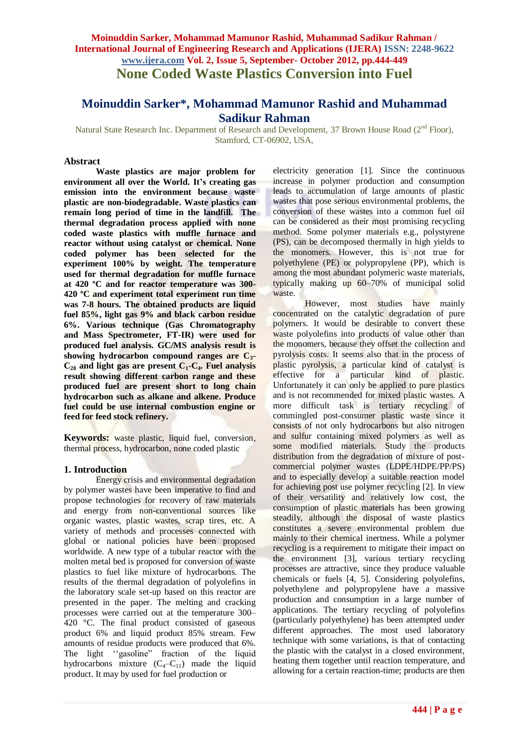# None Coded Waste Plastics Conversion into Fuel

## Moinuddin Sarker*, Mohammad Mamunor Rashid and Muhammad Sadikur Rahman

Natural State Research Inc. Department of Research and Development, 37 Brown House Road (2nd Floor), Stamford, CT-06902, USA,

### Abstract

**Waste plastics are major problem for environment all over the World. It's creating gas emission into the environment because waste plastic are non-biodegradable. Waste plastics can remain long period of time in the landfill. The thermal degradation process applied with none coded waste plastics with muffle furnace and reactor without using catalyst or chemical. None coded polymer has been selected for the experiment 100% by weight. The temperature used for thermal degradation for muffle furnace at 420 ºC and for reactor temperature was 300-420 ºC and experiment total experiment run time was 7-8 hours. The obtained products are liquid fuel 85%, light gas 9% and black carbon residue 6%. Various technique (Gas Chromatography and Mass Spectrometer, FT-IR) were used for produced fuel analysis. GC/MS analysis result is showing hydrocarbon compound ranges are $C_3$-$C_{28}$ and light gas are present $C_1$-$C_4$. Fuel analysis result showing different carbon range and these produced fuel are present short to long chain hydrocarbon such as alkane and alkene. Produce fuel could be use internal combustion engine or feed for feed stock refinery.**

**Keywords:** waste plastic, liquid fuel, conversion, thermal process, hydrocarbon, none coded plastic

### 1. Introduction

Energy crisis and environmental degradation by polymer wastes have been imperative to find and propose technologies for recovery of raw materials and energy from non-conventional sources like organic wastes, plastic wastes, scrap tires, etc. A variety of methods and processes connected with global or national policies have been proposed worldwide. A new type of a tubular reactor with the molten metal bed is proposed for conversion of waste plastics to fuel like mixture of hydrocarbons. The results of the thermal degradation of polyolefins in the laboratory scale set-up based on this reactor are presented in the paper. The melting and cracking processes were carried out at the temperature 300–420 °C. The final product consisted of gaseous product 6% and liquid product 85% stream. Few amounts of residue products were produced that 6%. The light ''gasoline" fraction of the liquid hydrocarbons mixture ($C_4$–$C_{11}$) made the liquid product. It may by used for fuel production or electricity generation [1]. Since the continuous increase in polymer production and consumption leads to accumulation of large amounts of plastic wastes that pose serious environmental problems, the conversion of these wastes into a common fuel oil can be considered as their most promising recycling method. Some polymer materials e.g., polystyrene (PS), can be decomposed thermally in high yields to the monomers. However, this is not true for polyethylene (PE) or polypropylene (PP), which is among the most abundant polymeric waste materials, typically making up 60–70% of municipal solid waste.

However, most studies have mainly concentrated on the catalytic degradation of pure polymers. It would be desirable to convert these waste polyolefins into products of value other than the monomers, because they offset the collection and pyrolysis costs. It seems also that in the process of plastic pyrolysis, a particular kind of catalyst is effective for a particular kind of plastic. Unfortunately it can only be applied to pure plastics and is not recommended for mixed plastic wastes. A more difficult task is tertiary recycling of commingled post-consumer plastic waste since it consists of not only hydrocarbons but also nitrogen and sulfur containing mixed polymers as well as some modified materials. Study the products distribution from the degradation of mixture of post-commercial polymer wastes (LDPE/HDPE/PP/PS) and to especially develop a suitable reaction model for achieving post use polymer recycling [2]. In view of their versatility and relatively low cost, the consumption of plastic materials has been growing steadily, although the disposal of waste plastics constitutes a severe environmental problem due mainly to their chemical inertness. While a polymer recycling is a requirement to mitigate their impact on the environment [3], various tertiary recycling processes are attractive, since they produce valuable chemicals or fuels [4, 5]. Considering polyolefins, polyethylene and polypropylene have a massive production and consumption in a large number of applications. The tertiary recycling of polyolefins (particularly polyethylene) has been attempted under different approaches. The most used laboratory technique with some variations, is that of contacting the plastic with the catalyst in a closed environment, heating them together until reaction temperature, and allowing for a certain reaction-time; products are then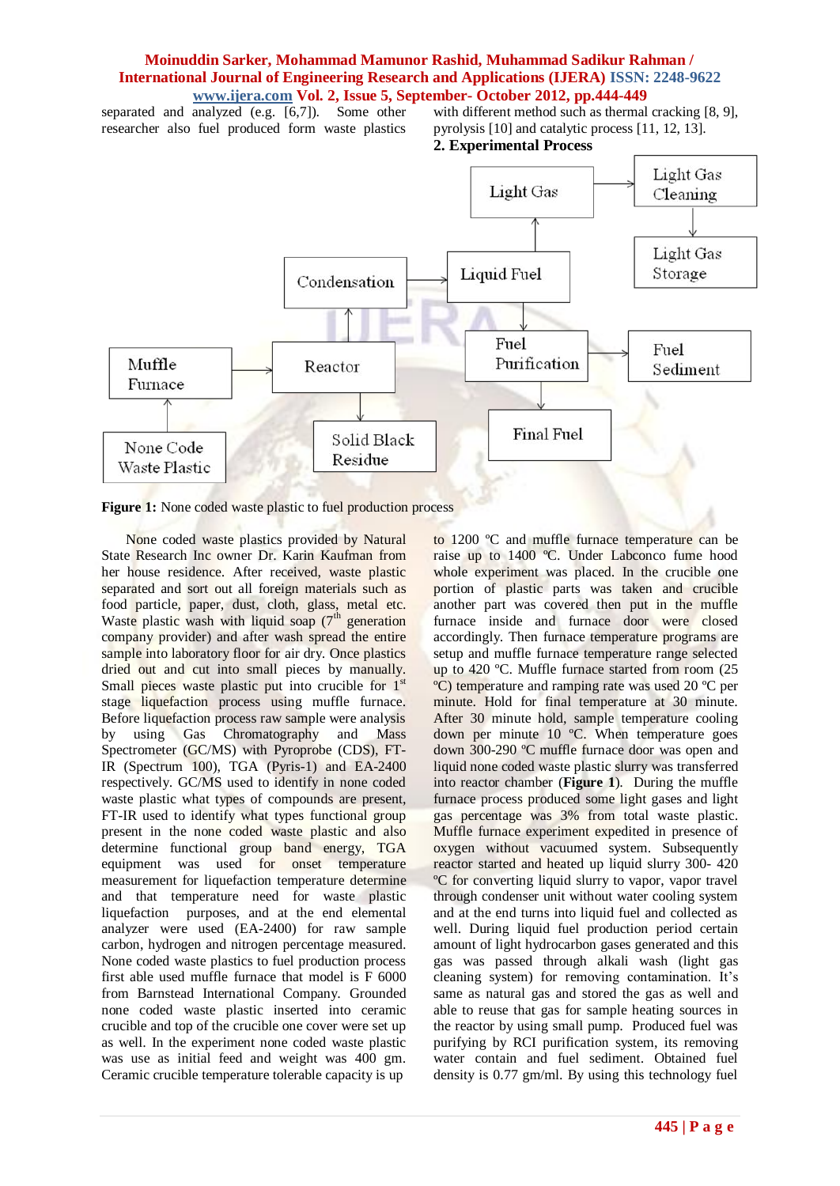separated and analyzed (e.g. [6,7]). Some other researcher also fuel produced form waste plastics with different method such as thermal cracking [8, 9], pyrolysis [10] and catalytic process [11, 12, 13].

## 2. Experimental Process

**Figure 1:** None coded waste plastic to fuel production process

None coded waste plastics provided by Natural State Research Inc owner Dr. Karin Kaufman from her house residence. After received, waste plastic separated and sort out all foreign materials such as food particle, paper, dust, cloth, glass, metal etc. Waste plastic wash with liquid soap (7th generation company provider) and after wash spread the entire sample into laboratory floor for air dry. Once plastics dried out and cut into small pieces by manually. Small pieces waste plastic put into crucible for 1st stage liquefaction process using muffle furnace. Before liquefaction process raw sample were analysis by using Gas Chromatography and Mass Spectrometer (GC/MS) with Pyroprobe (CDS), FT-IR (Spectrum 100), TGA (Pyris-1) and EA-2400 respectively. GC/MS used to identify in none coded waste plastic what types of compounds are present, FT-IR used to identify what types functional group present in the none coded waste plastic and also determine functional group band energy, TGA equipment was used for onset temperature measurement for liquefaction temperature determine and that temperature need for waste plastic liquefaction purposes, and at the end elemental analyzer were used (EA-2400) for raw sample carbon, hydrogen and nitrogen percentage measured. None coded waste plastics to fuel production process first able used muffle furnace that model is F 6000 from Barnstead International Company. Grounded none coded waste plastic inserted into ceramic crucible and top of the crucible one cover were set up as well. In the experiment none coded waste plastic was use as initial feed and weight was 400 gm. Ceramic crucible temperature tolerable capacity is up to 1200 ºC and muffle furnace temperature can be raise up to 1400 ºC. Under Labconco fume hood whole experiment was placed. In the crucible one portion of plastic parts was taken and crucible another part was covered then put in the muffle furnace inside and furnace door were closed accordingly. Then furnace temperature programs are setup and muffle furnace temperature range selected up to 420 ºC. Muffle furnace started from room (25 ºC) temperature and ramping rate was used 20 ºC per minute. Hold for final temperature at 30 minute. After 30 minute hold, sample temperature cooling down per minute 10 ºC. When temperature goes down 300-290 ºC muffle furnace door was open and liquid none coded waste plastic slurry was transferred into reactor chamber (**Figure 1**). During the muffle furnace process produced some light gases and light gas percentage was 3% from total waste plastic. Muffle furnace experiment expedited in presence of oxygen without vacuumed system. Subsequently reactor started and heated up liquid slurry 300- 420 ºC for converting liquid slurry to vapor, vapor travel through condenser unit without water cooling system and at the end turns into liquid fuel and collected as well. During liquid fuel production period certain amount of light hydrocarbon gases generated and this gas was passed through alkali wash (light gas cleaning system) for removing contamination. It's same as natural gas and stored the gas as well and able to reuse that gas for sample heating sources in the reactor by using small pump. Produced fuel was purifying by RCI purification system, its removing water contain and fuel sediment. Obtained fuel density is 0.77 gm/ml. By using this technology fuel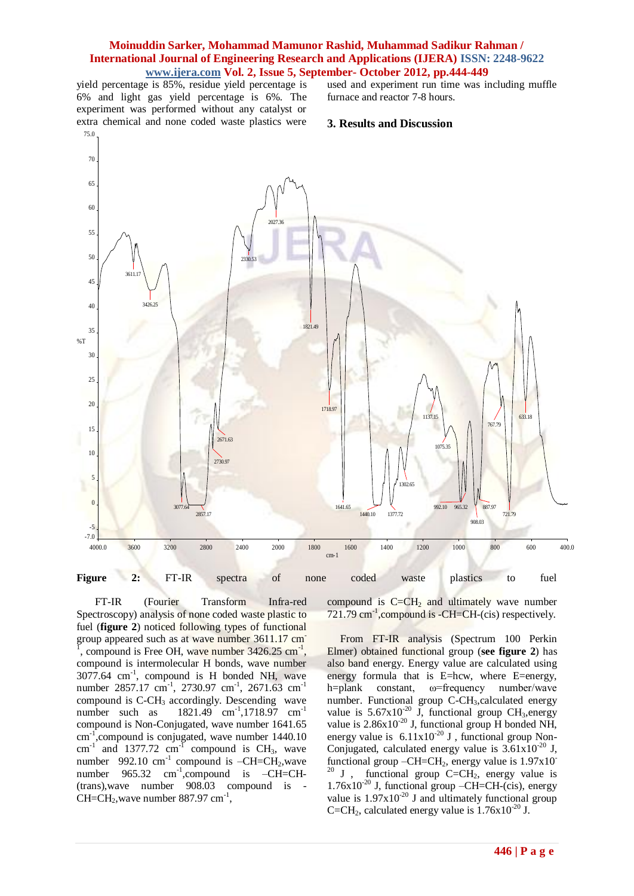yield percentage is 85%, residue yield percentage is 6% and light gas yield percentage is 6%. The experiment was performed without any catalyst or extra chemical and none coded waste plastics were used and experiment run time was including muffle furnace and reactor 7-8 hours.

## 3. Results and Discussion

**Figure 2:** FT-IR spectra of none coded waste plastics to fuel

FT-IR (Fourier Transform Infra-red Spectroscopy) analysis of none coded waste plastic to fuel (**figure 2**) noticed following types of functional group appeared such as at wave number 3611.17 $cm^{-1}$, compound is Free OH, wave number 3426.25 $cm^{-1}$, compound is intermolecular H bonds, wave number 3077.64 $cm^{-1}$, compound is H bonded NH, wave number 2857.17 $cm^{-1}$, 2730.97 $cm^{-1}$, 2671.63 $cm^{-1}$ compound is C-$CH_3$ accordingly. Descending wave number such as 1821.49 $cm^{-1}$,1718.97 $cm^{-1}$ compound is Non-Conjugated, wave number 1641.65 $cm^{-1}$,compound is conjugated, wave number 1440.10 $cm^{-1}$ and 1377.72 $cm^{-1}$ compound is $CH_3$, wave number 992.10 $cm^{-1}$ compound is –CH=$CH_2$,wave number 965.32 $cm^{-1}$,compound is –CH=CH-(trans),wave number 908.03 compound is -CH=$CH_2$,wave number 887.97 $cm^{-1}$, compound is C=$CH_2$ and ultimately wave number 721.79 $cm^{-1}$,compound is -CH=CH-(cis) respectively.

From FT-IR analysis (Spectrum 100 Perkin Elmer) obtained functional group (**see figure 2**) has also band energy. Energy value are calculated using energy formula that is E=hcw, where E=energy, h=plank constant, ω=frequency number/wave number. Functional group C-$CH_3$,calculated energy value is $5.67 \times 10^{-20}$ J, functional group $CH_3$,energy value is $2.86 \times 10^{-20}$ J, functional group H bonded NH, energy value is $6.11 \times 10^{-20}$ J , functional group Non-Conjugated, calculated energy value is $3.61 \times 10^{-20}$ J, functional group –CH=$CH_2$, energy value is $1.97 \times 10^{-20}$ J , functional group C=$CH_2$, energy value is $1.76 \times 10^{-20}$ J, functional group –CH=CH-(cis), energy value is $1.97 \times 10^{-20}$ J and ultimately functional group C=$CH_2$, calculated energy value is $1.76 \times 10^{-20}$ J.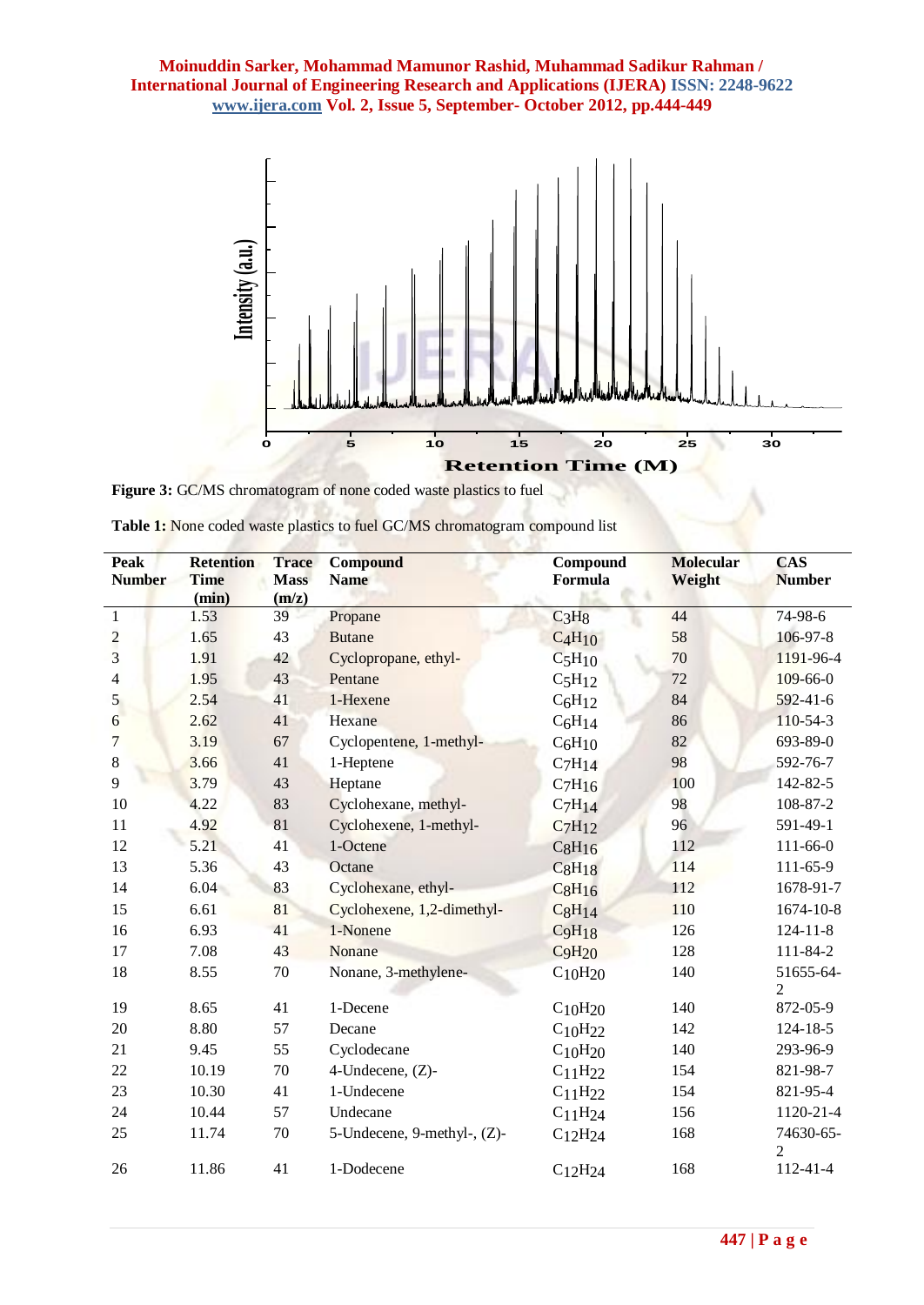Figure 3: GC/MS chromatogram of none coded waste plastics to fuel

Table 1: None coded waste plastics to fuel GC/MS chromatogram compound list

| Peak Number | Retention Time (min) | Trace Mass (m/z) | Compound Name | Compound Formula | Molecular Weight | CAS Number |
|---|---|---|---|---|---|---|
| 1 | 1.53 | 39 | Propane | $C_3H_8$ | 44 | 74-98-6 |
| 2 | 1.65 | 43 | Butane | $C_4H_{10}$ | 58 | 106-97-8 |
| 3 | 1.91 | 42 | Cyclopropane, ethyl- | $C_5H_{10}$ | 70 | 1191-96-4 |
| 4 | 1.95 | 43 | Pentane | $C_5H_{12}$ | 72 | 109-66-0 |
| 5 | 2.54 | 41 | 1-Hexene | $C_6H_{12}$ | 84 | 592-41-6 |
| 6 | 2.62 | 41 | Hexane | $C_6H_{14}$ | 86 | 110-54-3 |
| 7 | 3.19 | 67 | Cyclopentene, 1-methyl- | $C_6H_{10}$ | 82 | 693-89-0 |
| 8 | 3.66 | 41 | 1-Heptene | $C_7H_{14}$ | 98 | 592-76-7 |
| 9 | 3.79 | 43 | Heptane | $C_7H_{16}$ | 100 | 142-82-5 |
| 10 | 4.22 | 83 | Cyclohexane, methyl- | $C_7H_{14}$ | 98 | 108-87-2 |
| 11 | 4.92 | 81 | Cyclohexene, 1-methyl- | $C_7H_{12}$ | 96 | 591-49-1 |
| 12 | 5.21 | 41 | 1-Octene | $C_8H_{16}$ | 112 | 111-66-0 |
| 13 | 5.36 | 43 | Octane | $C_8H_{18}$ | 114 | 111-65-9 |
| 14 | 6.04 | 83 | Cyclohexane, ethyl- | $C_8H_{16}$ | 112 | 1678-91-7 |
| 15 | 6.61 | 81 | Cyclohexene, 1,2-dimethyl- | $C_8H_{14}$ | 110 | 1674-10-8 |
| 16 | 6.93 | 41 | 1-Nonene | $C_9H_{18}$ | 126 | 124-11-8 |
| 17 | 7.08 | 43 | Nonane | $C_9H_{20}$ | 128 | 111-84-2 |
| 18 | 8.55 | 70 | Nonane, 3-methylene- | $C_{10}H_{20}$ | 140 | 51655-64-2 |
| 19 | 8.65 | 41 | 1-Decene | $C_{10}H_{20}$ | 140 | 872-05-9 |
| 20 | 8.80 | 57 | Decane | $C_{10}H_{22}$ | 142 | 124-18-5 |
| 21 | 9.45 | 55 | Cyclodecane | $C_{10}H_{20}$ | 140 | 293-96-9 |
| 22 | 10.19 | 70 | 4-Undecene, (Z)- | $C_{11}H_{22}$ | 154 | 821-98-7 |
| 23 | 10.30 | 41 | 1-Undecene | $C_{11}H_{22}$ | 154 | 821-95-4 |
| 24 | 10.44 | 57 | Undecane | $C_{11}H_{24}$ | 156 | 1120-21-4 |
| 25 | 11.74 | 70 | 5-Undecene, 9-methyl-, (Z)- | $C_{12}H_{24}$ | 168 | 74630-65-2 |
| 26 | 11.86 | 41 | 1-Dodecene | $C_{12}H_{24}$ | 168 | 112-41-4 |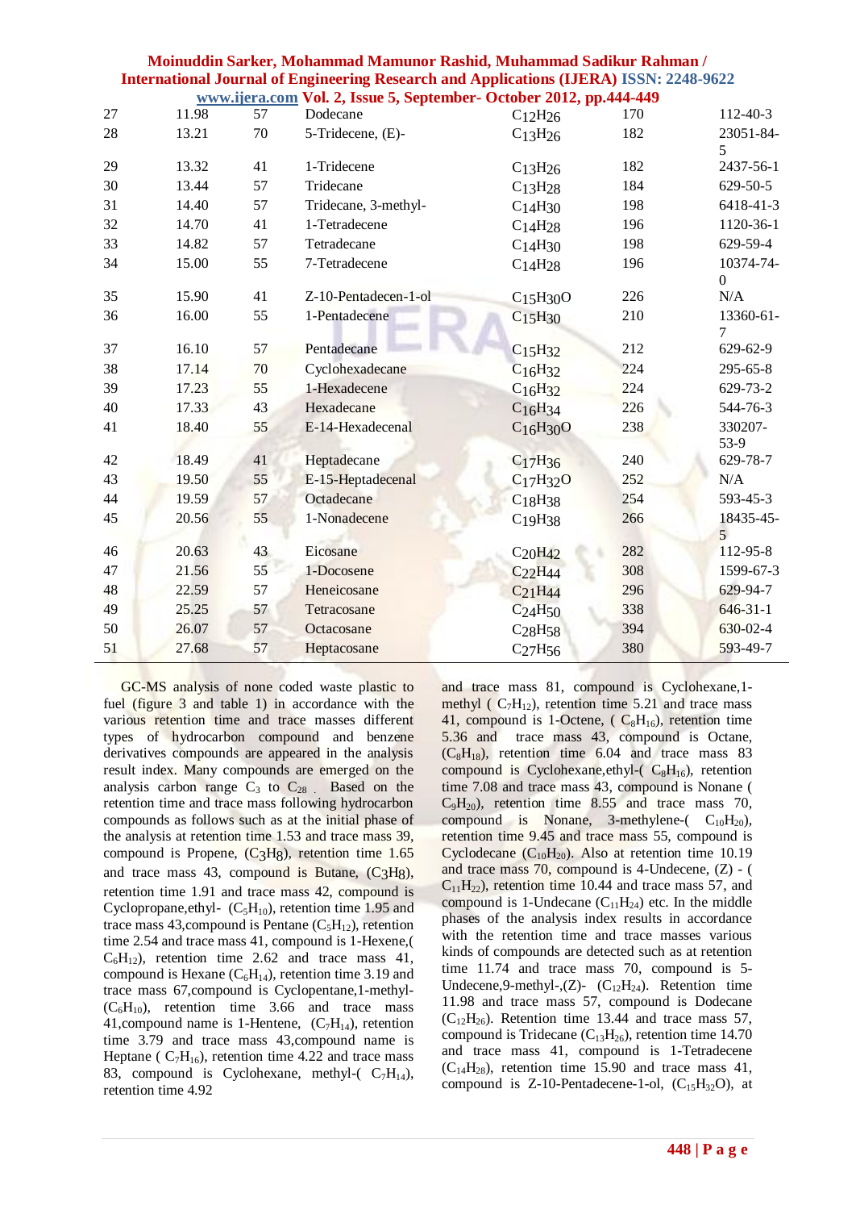| 27 | 11.98 | 57 | Dodecane | $C_{12}H_{26}$ | 170 | 112-40-3 |
|---|---|---|---|---|---|---|
| 28 | 13.21 | 70 | 5-Tridecene, (E)- | $C_{13}H_{26}$ | 182 | 23051-84-5 |
| 29 | 13.32 | 41 | 1-Tridecene | $C_{13}H_{26}$ | 182 | 2437-56-1 |
| 30 | 13.44 | 57 | Tridecane | $C_{13}H_{28}$ | 184 | 629-50-5 |
| 31 | 14.40 | 57 | Tridecane, 3-methyl- | $C_{14}H_{30}$ | 198 | 6418-41-3 |
| 32 | 14.70 | 41 | 1-Tetradecene | $C_{14}H_{28}$ | 196 | 1120-36-1 |
| 33 | 14.82 | 57 | Tetradecane | $C_{14}H_{30}$ | 198 | 629-59-4 |
| 34 | 15.00 | 55 | 7-Tetradecene | $C_{14}H_{28}$ | 196 | 10374-74-0 |
| 35 | 15.90 | 41 | Z-10-Pentadecen-1-ol | $C_{15}H_{30}O$ | 226 | N/A |
| 36 | 16.00 | 55 | 1-Pentadecene | $C_{15}H_{30}$ | 210 | 13360-61-7 |
| 37 | 16.10 | 57 | Pentadecane | $C_{15}H_{32}$ | 212 | 629-62-9 |
| 38 | 17.14 | 70 | Cyclohexadecane | $C_{16}H_{32}$ | 224 | 295-65-8 |
| 39 | 17.23 | 55 | 1-Hexadecene | $C_{16}H_{32}$ | 224 | 629-73-2 |
| 40 | 17.33 | 43 | Hexadecane | $C_{16}H_{34}$ | 226 | 544-76-3 |
| 41 | 18.40 | 55 | E-14-Hexadecenal | $C_{16}H_{30}O$ | 238 | 330207-53-9 |
| 42 | 18.49 | 41 | Heptadecane | $C_{17}H_{36}$ | 240 | 629-78-7 |
| 43 | 19.50 | 55 | E-15-Heptadecenal | $C_{17}H_{32}O$ | 252 | N/A |
| 44 | 19.59 | 57 | Octadecane | $C_{18}H_{38}$ | 254 | 593-45-3 |
| 45 | 20.56 | 55 | 1-Nonadecene | $C_{19}H_{38}$ | 266 | 18435-45-5 |
| 46 | 20.63 | 43 | Eicosane | $C_{20}H_{42}$ | 282 | 112-95-8 |
| 47 | 21.56 | 55 | 1-Docosene | $C_{22}H_{44}$ | 308 | 1599-67-3 |
| 48 | 22.59 | 57 | Heneicosane | $C_{21}H_{44}$ | 296 | 629-94-7 |
| 49 | 25.25 | 57 | Tetracosane | $C_{24}H_{50}$ | 338 | 646-31-1 |
| 50 | 26.07 | 57 | Octacosane | $C_{28}H_{58}$ | 394 | 630-02-4 |
| 51 | 27.68 | 57 | Heptacosane | $C_{27}H_{56}$ | 380 | 593-49-7 |

GC-MS analysis of none coded waste plastic to fuel (figure 3 and table 1) in accordance with the various retention time and trace masses different types of hydrocarbon compound and benzene derivatives compounds are appeared in the analysis result index. Many compounds are emerged on the analysis carbon range $C_3$ to $C_{28}$ . Based on the retention time and trace mass following hydrocarbon compounds as follows such as at the initial phase of the analysis at retention time 1.53 and trace mass 39, compound is Propene, ($C_3H_8$), retention time 1.65 and trace mass 43, compound is Butane, ($C_3H_8$), retention time 1.91 and trace mass 42, compound is Cyclopropane,ethyl- ($C_5H_{10}$), retention time 1.95 and trace mass 43,compound is Pentane ($C_5H_{12}$), retention time 2.54 and trace mass 41, compound is 1-Hexene,( $C_6H_{12}$), retention time 2.62 and trace mass 41, compound is Hexane ($C_6H_{14}$), retention time 3.19 and trace mass 67,compound is Cyclopentane,1-methyl- ($C_6H_{10}$), retention time 3.66 and trace mass 41,compound name is 1-Hentene, ($C_7H_{14}$), retention time 3.79 and trace mass 43,compound name is Heptane ( $C_7H_{16}$), retention time 4.22 and trace mass 83, compound is Cyclohexane, methyl-( $C_7H_{14}$), retention time 4.92 and trace mass 81, compound is Cyclohexane,1-methyl ( $C_7H_{12}$), retention time 5.21 and trace mass 41, compound is 1-Octene, ( $C_8H_{16}$), retention time 5.36 and trace mass 43, compound is Octane, ($C_8H_{18}$), retention time 6.04 and trace mass 83 compound is Cyclohexane,ethyl-( $C_8H_{16}$), retention time 7.08 and trace mass 43, compound is Nonane ( $C_9H_{20}$), retention time 8.55 and trace mass 70, compound is Nonane, 3-methylene-( $C_{10}H_{20}$), retention time 9.45 and trace mass 55, compound is Cyclodecane ($C_{10}H_{20}$). Also at retention time 10.19 and trace mass 70, compound is 4-Undecene, (Z) - ( $C_{11}H_{22}$), retention time 10.44 and trace mass 57, and compound is 1-Undecane ($C_{11}H_{24}$) etc. In the middle phases of the analysis index results in accordance with the retention time and trace masses various kinds of compounds are detected such as at retention time 11.74 and trace mass 70, compound is 5-Undecene,9-methyl-,(Z)- ($C_{12}H_{24}$). Retention time 11.98 and trace mass 57, compound is Dodecane ($C_{12}H_{26}$). Retention time 13.44 and trace mass 57, compound is Tridecane ($C_{13}H_{26}$), retention time 14.70 and trace mass 41, compound is 1-Tetradecene ($C_{14}H_{28}$), retention time 15.90 and trace mass 41, compound is Z-10-Pentadecene-1-ol, ($C_{15}H_{32}O$), at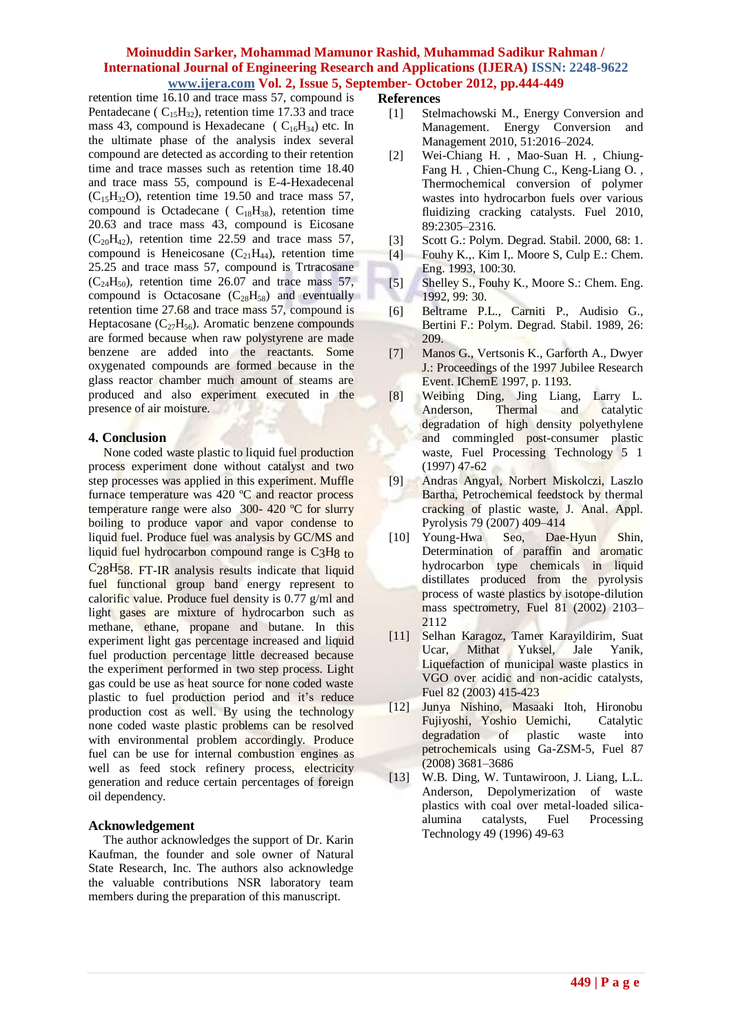retention time 16.10 and trace mass 57, compound is Pentadecane ( $C_{15}H_{32}$), retention time 17.33 and trace mass 43, compound is Hexadecane ( $C_{16}H_{34}$) etc. In the ultimate phase of the analysis index several compound are detected as according to their retention time and trace masses such as retention time 18.40 and trace mass 55, compound is E-4-Hexadecenal ($C_{15}H_{32}O$), retention time 19.50 and trace mass 57, compound is Octadecane ( $C_{18}H_{38}$), retention time 20.63 and trace mass 43, compound is Eicosane ($C_{20}H_{42}$), retention time 22.59 and trace mass 57, compound is Heneicosane ($C_{21}H_{44}$), retention time 25.25 and trace mass 57, compound is Trtracosane ($C_{24}H_{50}$), retention time 26.07 and trace mass 57, compound is Octacosane ($C_{28}H_{58}$) and eventually retention time 27.68 and trace mass 57, compound is Heptacosane ($C_{27}H_{56}$). Aromatic benzene compounds are formed because when raw polystyrene are made benzene are added into the reactants. Some oxygenated compounds are formed because in the glass reactor chamber much amount of steams are produced and also experiment executed in the presence of air moisture.

## 4. Conclusion

None coded waste plastic to liquid fuel production process experiment done without catalyst and two step processes was applied in this experiment. Muffle furnace temperature was 420 ºC and reactor process temperature range were also 300- 420 ºC for slurry boiling to produce vapor and vapor condense to liquid fuel. Produce fuel was analysis by GC/MS and liquid fuel hydrocarbon compound range is $C_3H_8$ to $C_{28}H_{58}$. FT-IR analysis results indicate that liquid fuel functional group band energy represent to calorific value. Produce fuel density is 0.77 g/ml and light gases are mixture of hydrocarbon such as methane, ethane, propane and butane. In this experiment light gas percentage increased and liquid fuel production percentage little decreased because the experiment performed in two step process. Light gas could be use as heat source for none coded waste plastic to fuel production period and it's reduce production cost as well. By using the technology none coded waste plastic problems can be resolved with environmental problem accordingly. Produce fuel can be use for internal combustion engines as well as feed stock refinery process, electricity generation and reduce certain percentages of foreign oil dependency.

## Acknowledgement

The author acknowledges the support of Dr. Karin Kaufman, the founder and sole owner of Natural State Research, Inc. The authors also acknowledge the valuable contributions NSR laboratory team members during the preparation of this manuscript.

## References

[1] Stelmachowski M., Energy Conversion and Management. Energy Conversion and Management 2010, 51:2016–2024.

[2] Wei-Chiang H. , Mao-Suan H. , Chiung-Fang H. , Chien-Chung C., Keng-Liang O. , Thermochemical conversion of polymer wastes into hydrocarbon fuels over various fluidizing cracking catalysts. Fuel 2010, 89:2305–2316.

[3] Scott G.: Polym. Degrad. Stabil. 2000, 68: 1.

[4] Fouhy K.,. Kim I,. Moore S, Culp E.: Chem. Eng. 1993, 100:30.

[5] Shelley S., Fouhy K., Moore S.: Chem. Eng. 1992, 99: 30.

[6] Beltrame P.L., Carniti P., Audisio G., Bertini F.: Polym. Degrad. Stabil. 1989, 26: 209.

[7] Manos G., Vertsonis K., Garforth A., Dwyer J.: Proceedings of the 1997 Jubilee Research Event. IChemE 1997, p. 1193.

[8] Weibing Ding, Jing Liang, Larry L. Anderson, Thermal and catalytic degradation of high density polyethylene and commingled post-consumer plastic waste, Fuel Processing Technology 5 1 (1997) 47-62

[9] Andras Angyal, Norbert Miskolczi, Laszlo Bartha, Petrochemical feedstock by thermal cracking of plastic waste, J. Anal. Appl. Pyrolysis 79 (2007) 409–414

[10] Young-Hwa Seo, Dae-Hyun Shin, Determination of paraffin and aromatic hydrocarbon type chemicals in liquid distillates produced from the pyrolysis process of waste plastics by isotope-dilution mass spectrometry, Fuel 81 (2002) 2103–2112

[11] Selhan Karagoz, Tamer Karayildirim, Suat Ucar, Mithat Yuksel, Jale Yanik, Liquefaction of municipal waste plastics in VGO over acidic and non-acidic catalysts, Fuel 82 (2003) 415-423

[12] Junya Nishino, Masaaki Itoh, Hironobu Fujiyoshi, Yoshio Uemichi, Catalytic degradation of plastic waste into petrochemicals using Ga-ZSM-5, Fuel 87 (2008) 3681–3686

[13] W.B. Ding, W. Tuntawiroon, J. Liang, L.L. Anderson, Depolymerization of waste plastics with coal over metal-loaded silica-alumina catalysts, Fuel Processing Technology 49 (1996) 49-63